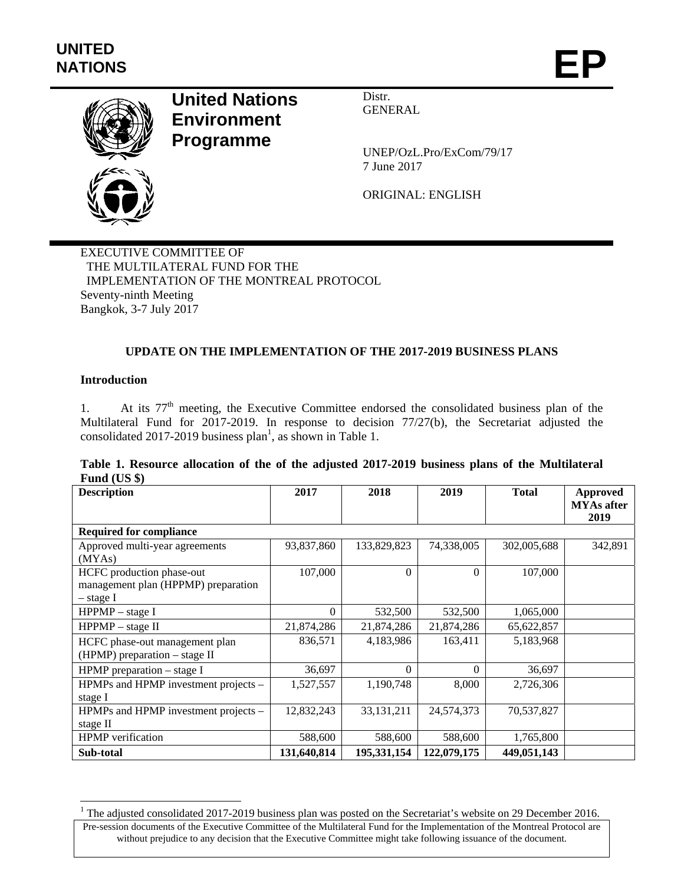UNITED NATIONS

# EP

**United Nations Environment Programme**

Distr.
GENERAL

UNEP/OzL.Pro/ExCom/79/17
7 June 2017

ORIGINAL: ENGLISH

EXECUTIVE COMMITTEE OF
THE MULTILATERAL FUND FOR THE
IMPLEMENTATION OF THE MONTREAL PROTOCOL
Seventy-ninth Meeting
Bangkok, 3-7 July 2017

## UPDATE ON THE IMPLEMENTATION OF THE 2017-2019 BUSINESS PLANS

### Introduction

1. At its 77th meeting, the Executive Committee endorsed the consolidated business plan of the Multilateral Fund for 2017-2019. In response to decision 77/27(b), the Secretariat adjusted the consolidated 2017-2019 business plan[1], as shown in Table 1.

**Table 1. Resource allocation of the of the adjusted 2017-2019 business plans of the Multilateral Fund (US $)**

| Description | 2017 | 2018 | 2019 | Total | Approved MYAs after 2019 |
|---|---|---|---|---|---|
| **Required for compliance** | | | | | |
| Approved multi-year agreements (MYAs) | 93,837,860 | 133,829,823 | 74,338,005 | 302,005,688 | 342,891 |
| HCFC production phase-out management plan (HPPMP) preparation – stage I | 107,000 | 0 | 0 | 107,000 | |
| HPPMP – stage I | 0 | 532,500 | 532,500 | 1,065,000 | |
| HPPMP – stage II | 21,874,286 | 21,874,286 | 21,874,286 | 65,622,857 | |
| HCFC phase-out management plan (HPMP) preparation – stage II | 836,571 | 4,183,986 | 163,411 | 5,183,968 | |
| HPMP preparation – stage I | 36,697 | 0 | 0 | 36,697 | |
| HPMPs and HPMP investment projects – stage I | 1,527,557 | 1,190,748 | 8,000 | 2,726,306 | |
| HPMPs and HPMP investment projects – stage II | 12,832,243 | 33,131,211 | 24,574,373 | 70,537,827 | |
| HPMP verification | 588,600 | 588,600 | 588,600 | 1,765,800 | |
| **Sub-total** | **131,640,814** | **195,331,154** | **122,079,175** | **449,051,143** | |

[1] The adjusted consolidated 2017-2019 business plan was posted on the Secretariat's website on 29 December 2016.

Pre-session documents of the Executive Committee of the Multilateral Fund for the Implementation of the Montreal Protocol are without prejudice to any decision that the Executive Committee might take following issuance of the document.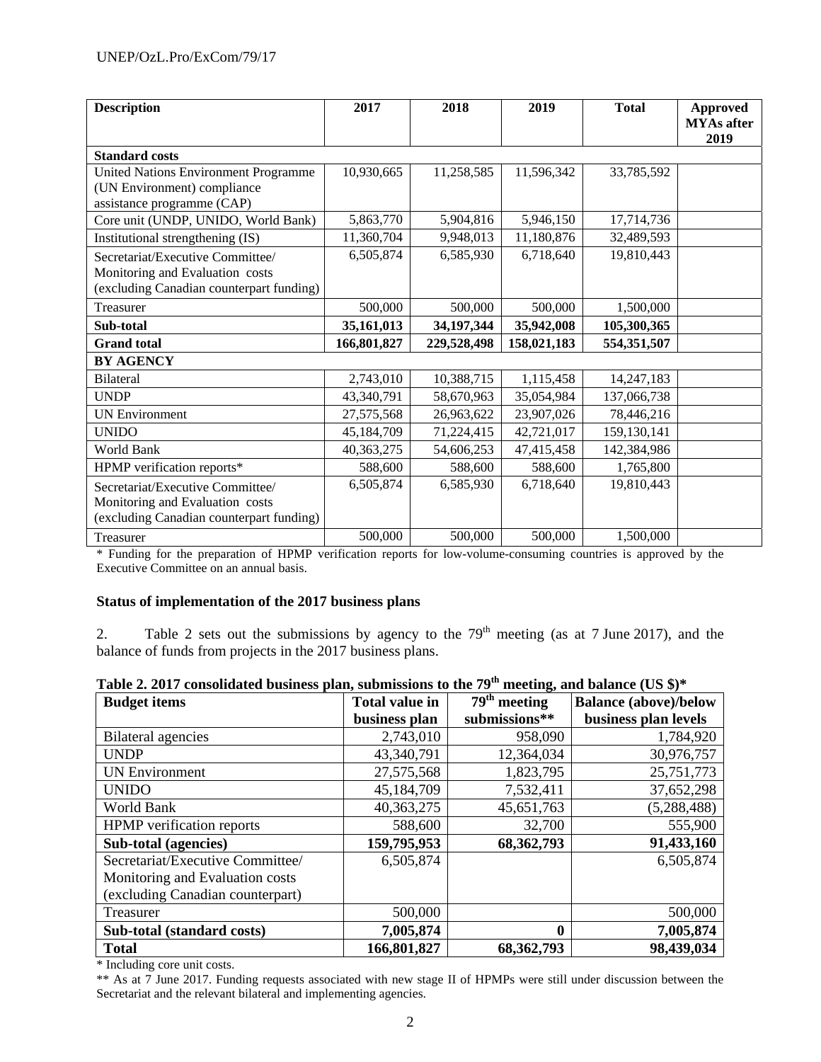| Description | 2017 | 2018 | 2019 | Total | Approved MYAs after 2019 |
|---|---|---|---|---|---|
| **Standard costs** | | | | | |
| United Nations Environment Programme (UN Environment) compliance assistance programme (CAP) | 10,930,665 | 11,258,585 | 11,596,342 | 33,785,592 | |
| Core unit (UNDP, UNIDO, World Bank) | 5,863,770 | 5,904,816 | 5,946,150 | 17,714,736 | |
| Institutional strengthening (IS) | 11,360,704 | 9,948,013 | 11,180,876 | 32,489,593 | |
| Secretariat/Executive Committee/ Monitoring and Evaluation costs (excluding Canadian counterpart funding) | 6,505,874 | 6,585,930 | 6,718,640 | 19,810,443 | |
| Treasurer | 500,000 | 500,000 | 500,000 | 1,500,000 | |
| **Sub-total** | **35,161,013** | **34,197,344** | **35,942,008** | **105,300,365** | |
| **Grand total** | **166,801,827** | **229,528,498** | **158,021,183** | **554,351,507** | |
| **BY AGENCY** | | | | | |
| Bilateral | 2,743,010 | 10,388,715 | 1,115,458 | 14,247,183 | |
| UNDP | 43,340,791 | 58,670,963 | 35,054,984 | 137,066,738 | |
| UN Environment | 27,575,568 | 26,963,622 | 23,907,026 | 78,446,216 | |
| UNIDO | 45,184,709 | 71,224,415 | 42,721,017 | 159,130,141 | |
| World Bank | 40,363,275 | 54,606,253 | 47,415,458 | 142,384,986 | |
| HPMP verification reports* | 588,600 | 588,600 | 588,600 | 1,765,800 | |
| Secretariat/Executive Committee/ Monitoring and Evaluation costs (excluding Canadian counterpart funding) | 6,505,874 | 6,585,930 | 6,718,640 | 19,810,443 | |
| Treasurer | 500,000 | 500,000 | 500,000 | 1,500,000 | |

* Funding for the preparation of HPMP verification reports for low-volume-consuming countries is approved by the Executive Committee on an annual basis.

**Status of implementation of the 2017 business plans**

2. Table 2 sets out the submissions by agency to the 79th meeting (as at 7 June 2017), and the balance of funds from projects in the 2017 business plans.

**Table 2. 2017 consolidated business plan, submissions to the 79th meeting, and balance (US $)***

| Budget items | Total value in business plan | 79th meeting submissions** | Balance (above)/below business plan levels |
|---|---|---|---|
| Bilateral agencies | 2,743,010 | 958,090 | 1,784,920 |
| UNDP | 43,340,791 | 12,364,034 | 30,976,757 |
| UN Environment | 27,575,568 | 1,823,795 | 25,751,773 |
| UNIDO | 45,184,709 | 7,532,411 | 37,652,298 |
| World Bank | 40,363,275 | 45,651,763 | (5,288,488) |
| HPMP verification reports | 588,600 | 32,700 | 555,900 |
| **Sub-total (agencies)** | **159,795,953** | **68,362,793** | **91,433,160** |
| Secretariat/Executive Committee/ Monitoring and Evaluation costs (excluding Canadian counterpart) | 6,505,874 | | 6,505,874 |
| Treasurer | 500,000 | | 500,000 |
| **Sub-total (standard costs)** | **7,005,874** | **0** | **7,005,874** |
| **Total** | **166,801,827** | **68,362,793** | **98,439,034** |

* Including core unit costs.

** As at 7 June 2017. Funding requests associated with new stage II of HPMPs were still under discussion between the Secretariat and the relevant bilateral and implementing agencies.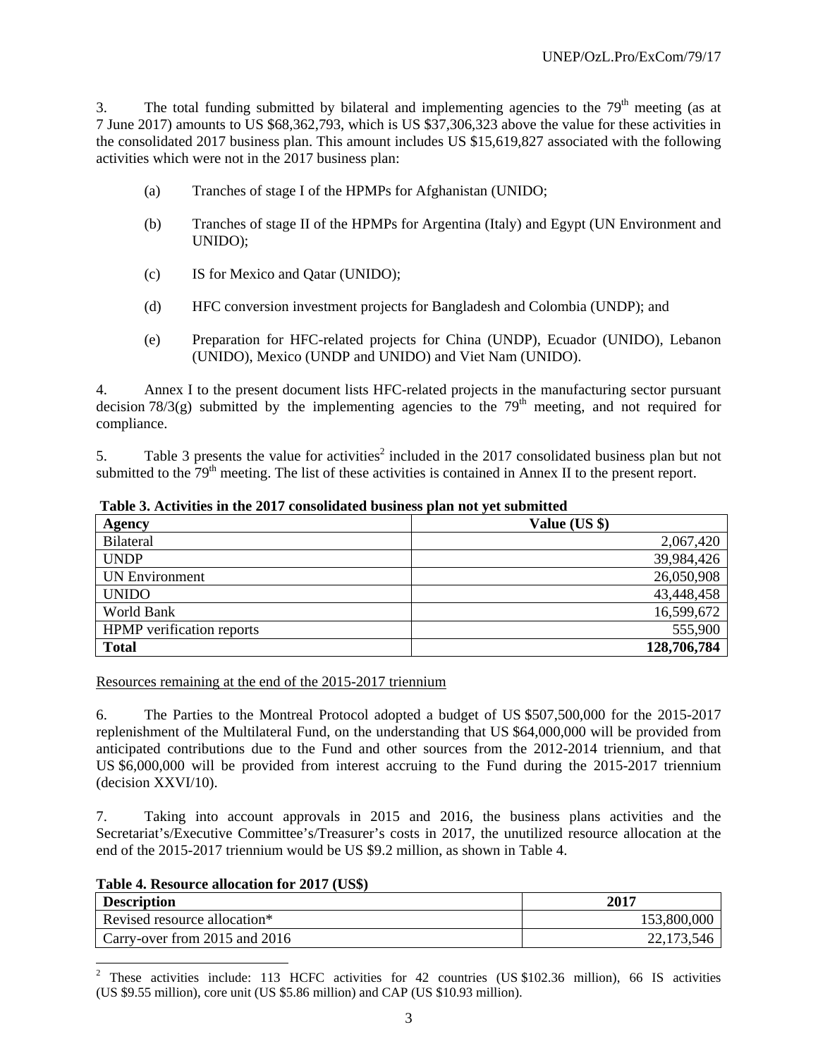3. The total funding submitted by bilateral and implementing agencies to the 79th meeting (as at 7 June 2017) amounts to US $68,362,793, which is US $37,306,323 above the value for these activities in the consolidated 2017 business plan. This amount includes US $15,619,827 associated with the following activities which were not in the 2017 business plan:

(a) Tranches of stage I of the HPMPs for Afghanistan (UNIDO;

(b) Tranches of stage II of the HPMPs for Argentina (Italy) and Egypt (UN Environment and UNIDO);

(c) IS for Mexico and Qatar (UNIDO);

(d) HFC conversion investment projects for Bangladesh and Colombia (UNDP); and

(e) Preparation for HFC-related projects for China (UNDP), Ecuador (UNIDO), Lebanon (UNIDO), Mexico (UNDP and UNIDO) and Viet Nam (UNIDO).

4. Annex I to the present document lists HFC-related projects in the manufacturing sector pursuant decision 78/3(g) submitted by the implementing agencies to the 79th meeting, and not required for compliance.

5. Table 3 presents the value for activities[2] included in the 2017 consolidated business plan but not submitted to the 79th meeting. The list of these activities is contained in Annex II to the present report.

**Table 3. Activities in the 2017 consolidated business plan not yet submitted**

| Agency | Value (US $) |
|---|---:|
| Bilateral | 2,067,420 |
| UNDP | 39,984,426 |
| UN Environment | 26,050,908 |
| UNIDO | 43,448,458 |
| World Bank | 16,599,672 |
| HPMP verification reports | 555,900 |
| **Total** | **128,706,784** |

Resources remaining at the end of the 2015-2017 triennium

6. The Parties to the Montreal Protocol adopted a budget of US $507,500,000 for the 2015-2017 replenishment of the Multilateral Fund, on the understanding that US $64,000,000 will be provided from anticipated contributions due to the Fund and other sources from the 2012-2014 triennium, and that US $6,000,000 will be provided from interest accruing to the Fund during the 2015-2017 triennium (decision XXVI/10).

7. Taking into account approvals in 2015 and 2016, the business plans activities and the Secretariat's/Executive Committee's/Treasurer's costs in 2017, the unutilized resource allocation at the end of the 2015-2017 triennium would be US $9.2 million, as shown in Table 4.

**Table 4. Resource allocation for 2017 (US$)**

| Description | 2017 |
|---|---:|
| Revised resource allocation* | 153,800,000 |
| Carry-over from 2015 and 2016 | 22,173,546 |

[2] These activities include: 113 HCFC activities for 42 countries (US $102.36 million), 66 IS activities (US $9.55 million), core unit (US $5.86 million) and CAP (US $10.93 million).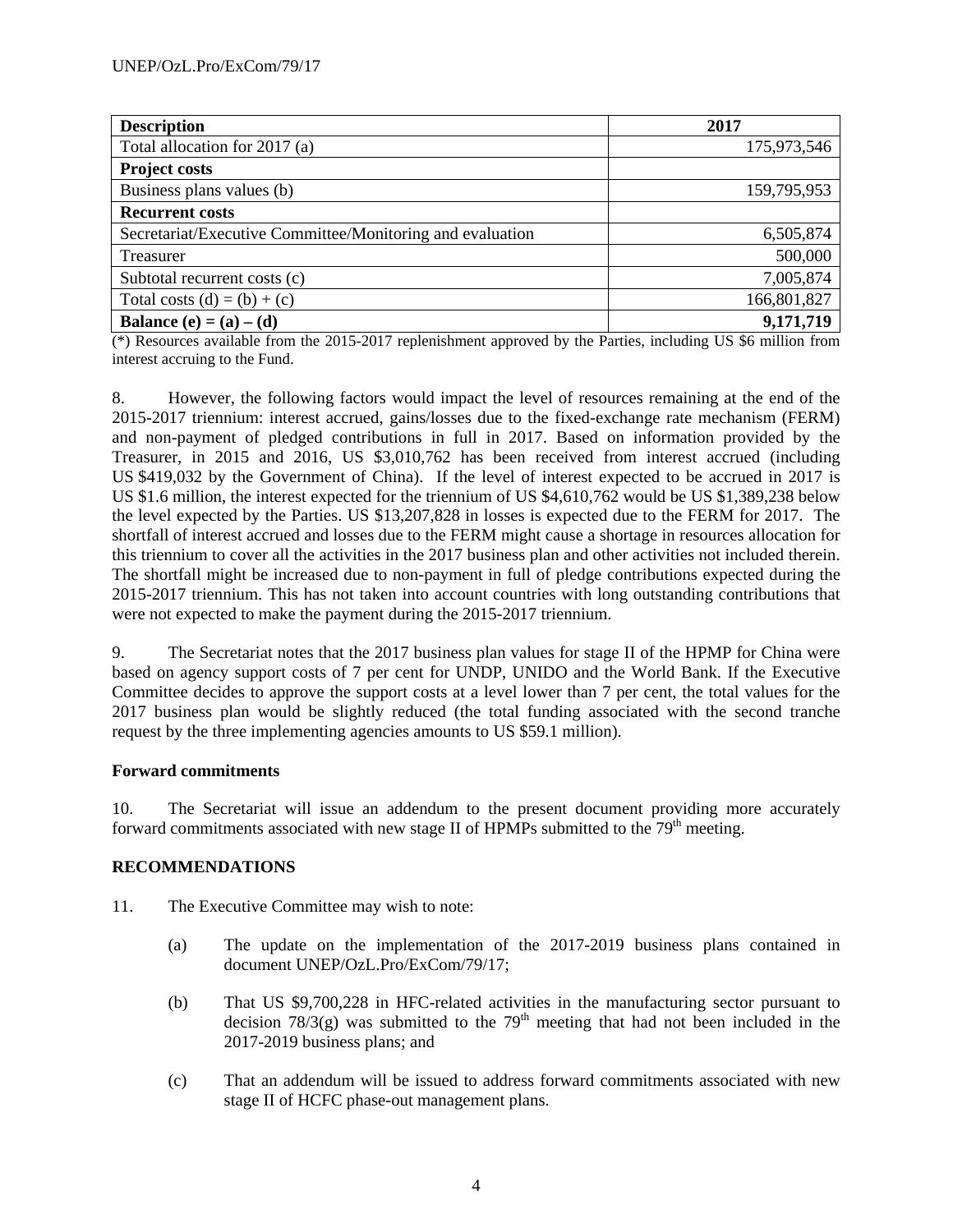| Description | 2017 |
|---|---|
| Total allocation for 2017 (a) | 175,973,546 |
| **Project costs** | |
| Business plans values (b) | 159,795,953 |
| **Recurrent costs** | |
| Secretariat/Executive Committee/Monitoring and evaluation | 6,505,874 |
| Treasurer | 500,000 |
| Subtotal recurrent costs (c) | 7,005,874 |
| Total costs (d) = (b) + (c) | 166,801,827 |
| **Balance (e) = (a) – (d)** | **9,171,719** |

(*) Resources available from the 2015-2017 replenishment approved by the Parties, including US $6 million from interest accruing to the Fund.

8. However, the following factors would impact the level of resources remaining at the end of the 2015-2017 triennium: interest accrued, gains/losses due to the fixed-exchange rate mechanism (FERM) and non-payment of pledged contributions in full in 2017. Based on information provided by the Treasurer, in 2015 and 2016, US $3,010,762 has been received from interest accrued (including US $419,032 by the Government of China). If the level of interest expected to be accrued in 2017 is US $1.6 million, the interest expected for the triennium of US $4,610,762 would be US $1,389,238 below the level expected by the Parties. US $13,207,828 in losses is expected due to the FERM for 2017. The shortfall of interest accrued and losses due to the FERM might cause a shortage in resources allocation for this triennium to cover all the activities in the 2017 business plan and other activities not included therein. The shortfall might be increased due to non-payment in full of pledge contributions expected during the 2015-2017 triennium. This has not taken into account countries with long outstanding contributions that were not expected to make the payment during the 2015-2017 triennium.

9. The Secretariat notes that the 2017 business plan values for stage II of the HPMP for China were based on agency support costs of 7 per cent for UNDP, UNIDO and the World Bank. If the Executive Committee decides to approve the support costs at a level lower than 7 per cent, the total values for the 2017 business plan would be slightly reduced (the total funding associated with the second tranche request by the three implementing agencies amounts to US $59.1 million).

**Forward commitments**

10. The Secretariat will issue an addendum to the present document providing more accurately forward commitments associated with new stage II of HPMPs submitted to the 79th meeting.

**RECOMMENDATIONS**

11. The Executive Committee may wish to note:

(a) The update on the implementation of the 2017-2019 business plans contained in document UNEP/OzL.Pro/ExCom/79/17;

(b) That US $9,700,228 in HFC-related activities in the manufacturing sector pursuant to decision 78/3(g) was submitted to the 79th meeting that had not been included in the 2017-2019 business plans; and

(c) That an addendum will be issued to address forward commitments associated with new stage II of HCFC phase-out management plans.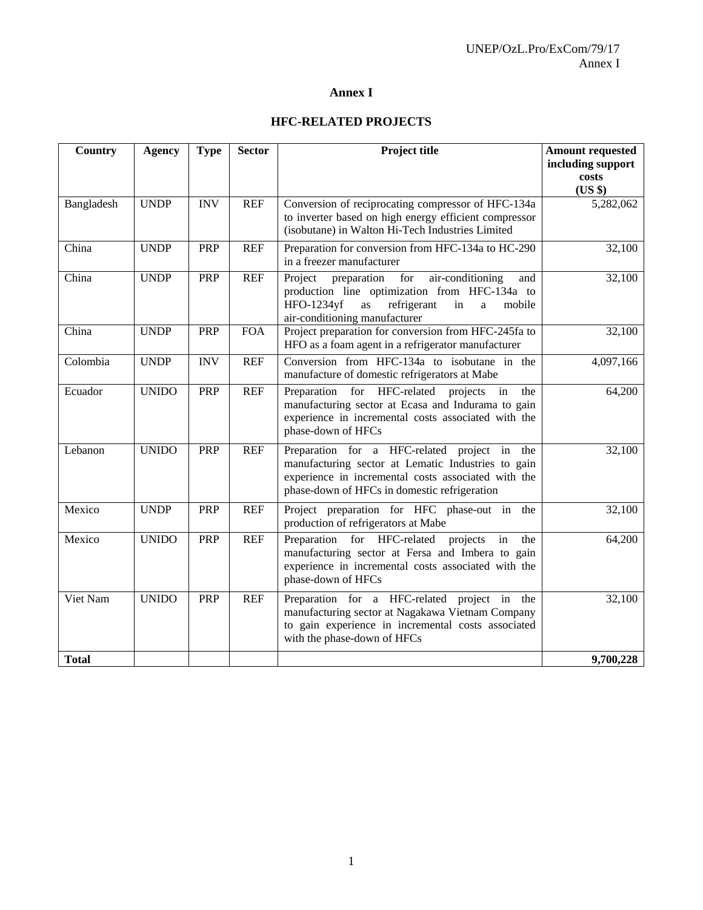# Annex I

## HFC-RELATED PROJECTS

| Country | Agency | Type | Sector | Project title | Amount requested including support costs (US $) |
|---|---|---|---|---|---|
| Bangladesh | UNDP | INV | REF | Conversion of reciprocating compressor of HFC-134a to inverter based on high energy efficient compressor (isobutane) in Walton Hi-Tech Industries Limited | 5,282,062 |
| China | UNDP | PRP | REF | Preparation for conversion from HFC-134a to HC-290 in a freezer manufacturer | 32,100 |
| China | UNDP | PRP | REF | Project preparation for air-conditioning and production line optimization from HFC-134a to HFO-1234yf as refrigerant in a mobile air-conditioning manufacturer | 32,100 |
| China | UNDP | PRP | FOA | Project preparation for conversion from HFC-245fa to HFO as a foam agent in a refrigerator manufacturer | 32,100 |
| Colombia | UNDP | INV | REF | Conversion from HFC-134a to isobutane in the manufacture of domestic refrigerators at Mabe | 4,097,166 |
| Ecuador | UNIDO | PRP | REF | Preparation for HFC-related projects in the manufacturing sector at Ecasa and Indurama to gain experience in incremental costs associated with the phase-down of HFCs | 64,200 |
| Lebanon | UNIDO | PRP | REF | Preparation for a HFC-related project in the manufacturing sector at Lematic Industries to gain experience in incremental costs associated with the phase-down of HFCs in domestic refrigeration | 32,100 |
| Mexico | UNDP | PRP | REF | Project preparation for HFC phase-out in the production of refrigerators at Mabe | 32,100 |
| Mexico | UNIDO | PRP | REF | Preparation for HFC-related projects in the manufacturing sector at Fersa and Imbera to gain experience in incremental costs associated with the phase-down of HFCs | 64,200 |
| Viet Nam | UNIDO | PRP | REF | Preparation for a HFC-related project in the manufacturing sector at Nagakawa Vietnam Company to gain experience in incremental costs associated with the phase-down of HFCs | 32,100 |
| **Total** | | | | | **9,700,228** |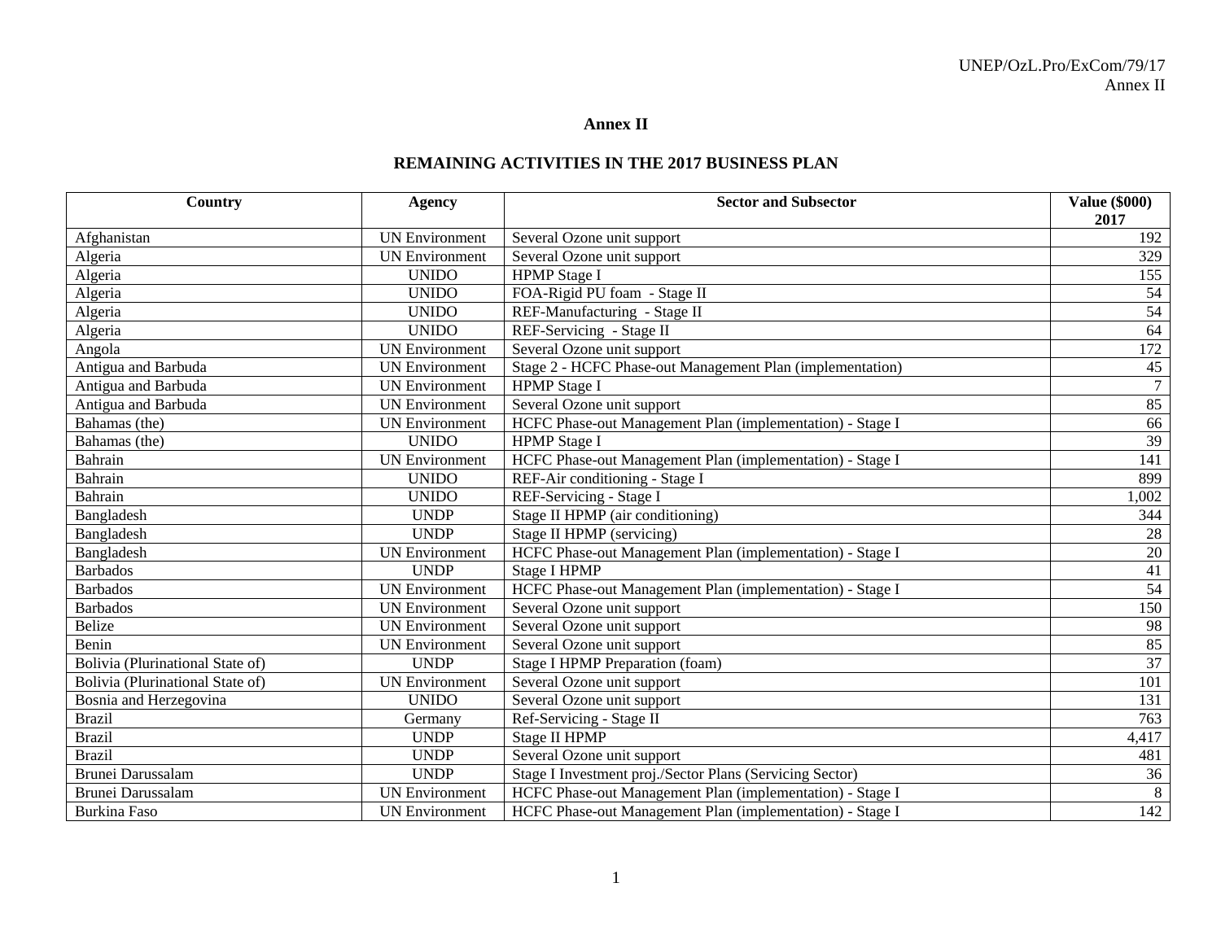# Annex II

## REMAINING ACTIVITIES IN THE 2017 BUSINESS PLAN

| Country | Agency | Sector and Subsector | Value ($000) 2017 |
|---|---|---|---|
| Afghanistan | UN Environment | Several Ozone unit support | 192 |
| Algeria | UN Environment | Several Ozone unit support | 329 |
| Algeria | UNIDO | HPMP Stage I | 155 |
| Algeria | UNIDO | FOA-Rigid PU foam - Stage II | 54 |
| Algeria | UNIDO | REF-Manufacturing - Stage II | 54 |
| Algeria | UNIDO | REF-Servicing - Stage II | 64 |
| Angola | UN Environment | Several Ozone unit support | 172 |
| Antigua and Barbuda | UN Environment | Stage 2 - HCFC Phase-out Management Plan (implementation) | 45 |
| Antigua and Barbuda | UN Environment | HPMP Stage I | 7 |
| Antigua and Barbuda | UN Environment | Several Ozone unit support | 85 |
| Bahamas (the) | UN Environment | HCFC Phase-out Management Plan (implementation) - Stage I | 66 |
| Bahamas (the) | UNIDO | HPMP Stage I | 39 |
| Bahrain | UN Environment | HCFC Phase-out Management Plan (implementation) - Stage I | 141 |
| Bahrain | UNIDO | REF-Air conditioning - Stage I | 899 |
| Bahrain | UNIDO | REF-Servicing - Stage I | 1,002 |
| Bangladesh | UNDP | Stage II HPMP (air conditioning) | 344 |
| Bangladesh | UNDP | Stage II HPMP (servicing) | 28 |
| Bangladesh | UN Environment | HCFC Phase-out Management Plan (implementation) - Stage I | 20 |
| Barbados | UNDP | Stage I HPMP | 41 |
| Barbados | UN Environment | HCFC Phase-out Management Plan (implementation) - Stage I | 54 |
| Barbados | UN Environment | Several Ozone unit support | 150 |
| Belize | UN Environment | Several Ozone unit support | 98 |
| Benin | UN Environment | Several Ozone unit support | 85 |
| Bolivia (Plurinational State of) | UNDP | Stage I HPMP Preparation (foam) | 37 |
| Bolivia (Plurinational State of) | UN Environment | Several Ozone unit support | 101 |
| Bosnia and Herzegovina | UNIDO | Several Ozone unit support | 131 |
| Brazil | Germany | Ref-Servicing - Stage II | 763 |
| Brazil | UNDP | Stage II HPMP | 4,417 |
| Brazil | UNDP | Several Ozone unit support | 481 |
| Brunei Darussalam | UNDP | Stage I Investment proj./Sector Plans (Servicing Sector) | 36 |
| Brunei Darussalam | UN Environment | HCFC Phase-out Management Plan (implementation) - Stage I | 8 |
| Burkina Faso | UN Environment | HCFC Phase-out Management Plan (implementation) - Stage I | 142 |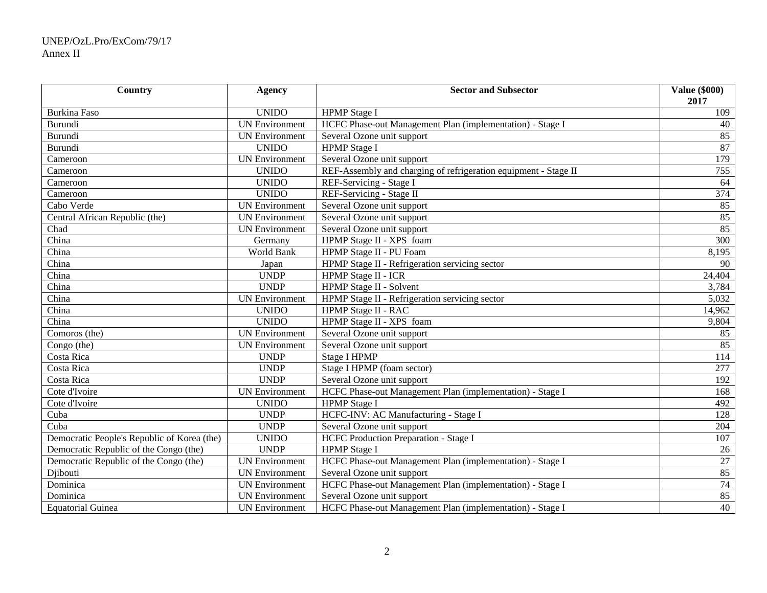| Country | Agency | Sector and Subsector | Value ($000) 2017 |
|---|---|---|---|
| Burkina Faso | UNIDO | HPMP Stage I | 109 |
| Burundi | UN Environment | HCFC Phase-out Management Plan (implementation) - Stage I | 40 |
| Burundi | UN Environment | Several Ozone unit support | 85 |
| Burundi | UNIDO | HPMP Stage I | 87 |
| Cameroon | UN Environment | Several Ozone unit support | 179 |
| Cameroon | UNIDO | REF-Assembly and charging of refrigeration equipment - Stage II | 755 |
| Cameroon | UNIDO | REF-Servicing - Stage I | 64 |
| Cameroon | UNIDO | REF-Servicing - Stage II | 374 |
| Cabo Verde | UN Environment | Several Ozone unit support | 85 |
| Central African Republic (the) | UN Environment | Several Ozone unit support | 85 |
| Chad | UN Environment | Several Ozone unit support | 85 |
| China | Germany | HPMP Stage II - XPS foam | 300 |
| China | World Bank | HPMP Stage II - PU Foam | 8,195 |
| China | Japan | HPMP Stage II - Refrigeration servicing sector | 90 |
| China | UNDP | HPMP Stage II - ICR | 24,404 |
| China | UNDP | HPMP Stage II - Solvent | 3,784 |
| China | UN Environment | HPMP Stage II - Refrigeration servicing sector | 5,032 |
| China | UNIDO | HPMP Stage II - RAC | 14,962 |
| China | UNIDO | HPMP Stage II - XPS foam | 9,804 |
| Comoros (the) | UN Environment | Several Ozone unit support | 85 |
| Congo (the) | UN Environment | Several Ozone unit support | 85 |
| Costa Rica | UNDP | Stage I HPMP | 114 |
| Costa Rica | UNDP | Stage I HPMP (foam sector) | 277 |
| Costa Rica | UNDP | Several Ozone unit support | 192 |
| Cote d'Ivoire | UN Environment | HCFC Phase-out Management Plan (implementation) - Stage I | 168 |
| Cote d'Ivoire | UNIDO | HPMP Stage I | 492 |
| Cuba | UNDP | HCFC-INV: AC Manufacturing - Stage I | 128 |
| Cuba | UNDP | Several Ozone unit support | 204 |
| Democratic People's Republic of Korea (the) | UNIDO | HCFC Production Preparation - Stage I | 107 |
| Democratic Republic of the Congo (the) | UNDP | HPMP Stage I | 26 |
| Democratic Republic of the Congo (the) | UN Environment | HCFC Phase-out Management Plan (implementation) - Stage I | 27 |
| Djibouti | UN Environment | Several Ozone unit support | 85 |
| Dominica | UN Environment | HCFC Phase-out Management Plan (implementation) - Stage I | 74 |
| Dominica | UN Environment | Several Ozone unit support | 85 |
| Equatorial Guinea | UN Environment | HCFC Phase-out Management Plan (implementation) - Stage I | 40 |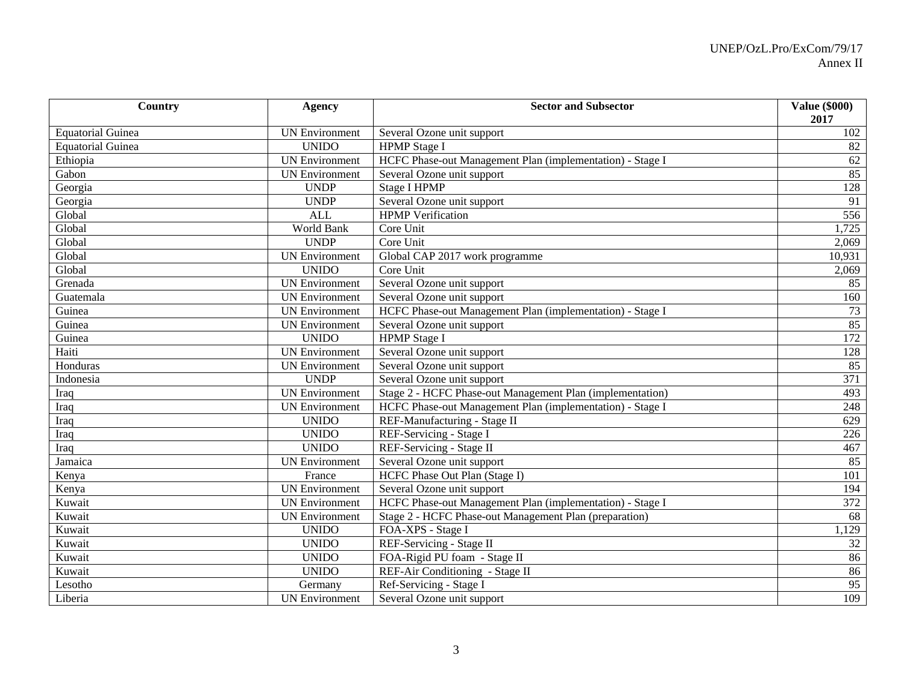| Country | Agency | Sector and Subsector | Value ($000) 2017 |
| --- | --- | --- | --- |
| Equatorial Guinea | UN Environment | Several Ozone unit support | 102 |
| Equatorial Guinea | UNIDO | HPMP Stage I | 82 |
| Ethiopia | UN Environment | HCFC Phase-out Management Plan (implementation) - Stage I | 62 |
| Gabon | UN Environment | Several Ozone unit support | 85 |
| Georgia | UNDP | Stage I HPMP | 128 |
| Georgia | UNDP | Several Ozone unit support | 91 |
| Global | ALL | HPMP Verification | 556 |
| Global | World Bank | Core Unit | 1,725 |
| Global | UNDP | Core Unit | 2,069 |
| Global | UN Environment | Global CAP 2017 work programme | 10,931 |
| Global | UNIDO | Core Unit | 2,069 |
| Grenada | UN Environment | Several Ozone unit support | 85 |
| Guatemala | UN Environment | Several Ozone unit support | 160 |
| Guinea | UN Environment | HCFC Phase-out Management Plan (implementation) - Stage I | 73 |
| Guinea | UN Environment | Several Ozone unit support | 85 |
| Guinea | UNIDO | HPMP Stage I | 172 |
| Haiti | UN Environment | Several Ozone unit support | 128 |
| Honduras | UN Environment | Several Ozone unit support | 85 |
| Indonesia | UNDP | Several Ozone unit support | 371 |
| Iraq | UN Environment | Stage 2 - HCFC Phase-out Management Plan (implementation) | 493 |
| Iraq | UN Environment | HCFC Phase-out Management Plan (implementation) - Stage I | 248 |
| Iraq | UNIDO | REF-Manufacturing - Stage II | 629 |
| Iraq | UNIDO | REF-Servicing - Stage I | 226 |
| Iraq | UNIDO | REF-Servicing - Stage II | 467 |
| Jamaica | UN Environment | Several Ozone unit support | 85 |
| Kenya | France | HCFC Phase Out Plan (Stage I) | 101 |
| Kenya | UN Environment | Several Ozone unit support | 194 |
| Kuwait | UN Environment | HCFC Phase-out Management Plan (implementation) - Stage I | 372 |
| Kuwait | UN Environment | Stage 2 - HCFC Phase-out Management Plan (preparation) | 68 |
| Kuwait | UNIDO | FOA-XPS - Stage I | 1,129 |
| Kuwait | UNIDO | REF-Servicing - Stage II | 32 |
| Kuwait | UNIDO | FOA-Rigid PU foam - Stage II | 86 |
| Kuwait | UNIDO | REF-Air Conditioning - Stage II | 86 |
| Lesotho | Germany | Ref-Servicing - Stage I | 95 |
| Liberia | UN Environment | Several Ozone unit support | 109 |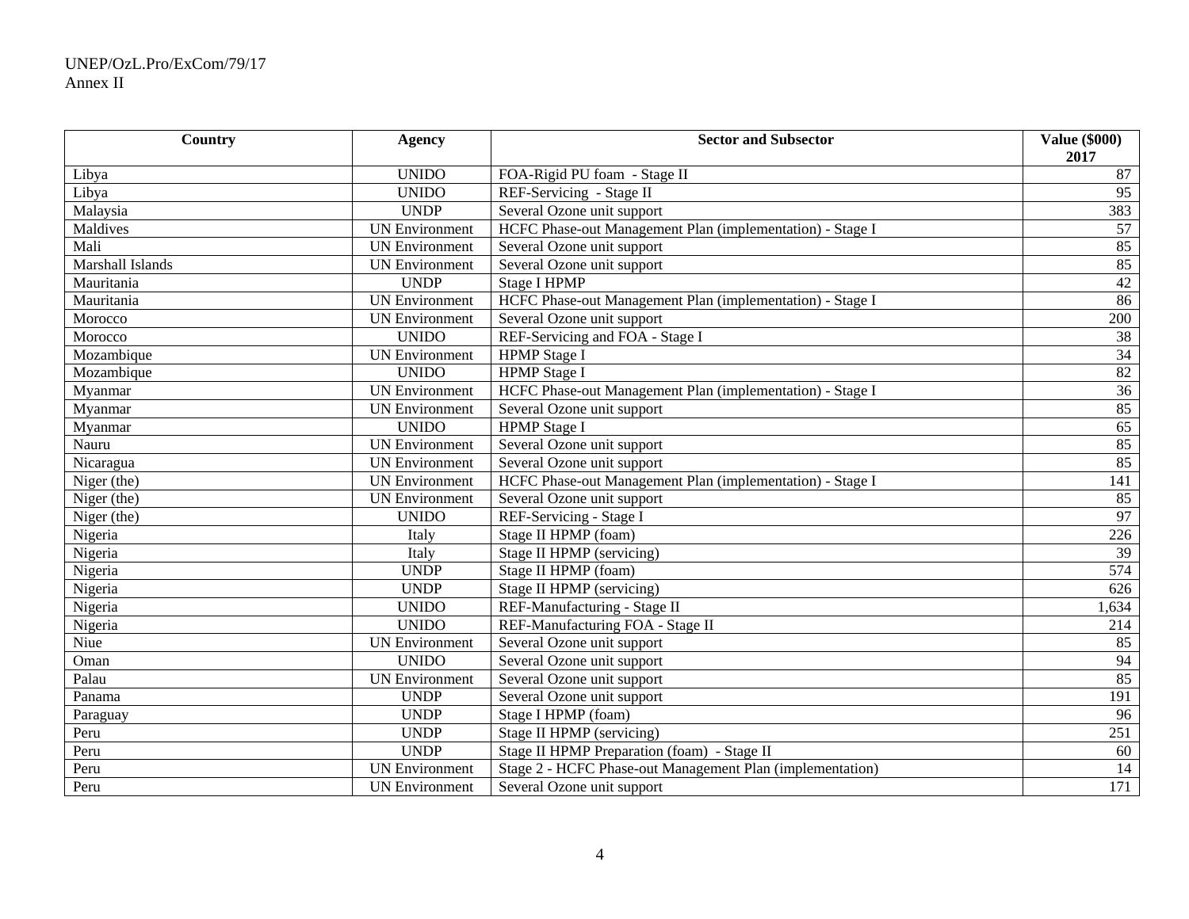| Country | Agency | Sector and Subsector | Value ($000) 2017 |
|---|---|---|---|
| Libya | UNIDO | FOA-Rigid PU foam - Stage II | 87 |
| Libya | UNIDO | REF-Servicing - Stage II | 95 |
| Malaysia | UNDP | Several Ozone unit support | 383 |
| Maldives | UN Environment | HCFC Phase-out Management Plan (implementation) - Stage I | 57 |
| Mali | UN Environment | Several Ozone unit support | 85 |
| Marshall Islands | UN Environment | Several Ozone unit support | 85 |
| Mauritania | UNDP | Stage I HPMP | 42 |
| Mauritania | UN Environment | HCFC Phase-out Management Plan (implementation) - Stage I | 86 |
| Morocco | UN Environment | Several Ozone unit support | 200 |
| Morocco | UNIDO | REF-Servicing and FOA - Stage I | 38 |
| Mozambique | UN Environment | HPMP Stage I | 34 |
| Mozambique | UNIDO | HPMP Stage I | 82 |
| Myanmar | UN Environment | HCFC Phase-out Management Plan (implementation) - Stage I | 36 |
| Myanmar | UN Environment | Several Ozone unit support | 85 |
| Myanmar | UNIDO | HPMP Stage I | 65 |
| Nauru | UN Environment | Several Ozone unit support | 85 |
| Nicaragua | UN Environment | Several Ozone unit support | 85 |
| Niger (the) | UN Environment | HCFC Phase-out Management Plan (implementation) - Stage I | 141 |
| Niger (the) | UN Environment | Several Ozone unit support | 85 |
| Niger (the) | UNIDO | REF-Servicing - Stage I | 97 |
| Nigeria | Italy | Stage II HPMP (foam) | 226 |
| Nigeria | Italy | Stage II HPMP (servicing) | 39 |
| Nigeria | UNDP | Stage II HPMP (foam) | 574 |
| Nigeria | UNDP | Stage II HPMP (servicing) | 626 |
| Nigeria | UNIDO | REF-Manufacturing - Stage II | 1,634 |
| Nigeria | UNIDO | REF-Manufacturing FOA - Stage II | 214 |
| Niue | UN Environment | Several Ozone unit support | 85 |
| Oman | UNIDO | Several Ozone unit support | 94 |
| Palau | UN Environment | Several Ozone unit support | 85 |
| Panama | UNDP | Several Ozone unit support | 191 |
| Paraguay | UNDP | Stage I HPMP (foam) | 96 |
| Peru | UNDP | Stage II HPMP (servicing) | 251 |
| Peru | UNDP | Stage II HPMP Preparation (foam) - Stage II | 60 |
| Peru | UN Environment | Stage 2 - HCFC Phase-out Management Plan (implementation) | 14 |
| Peru | UN Environment | Several Ozone unit support | 171 |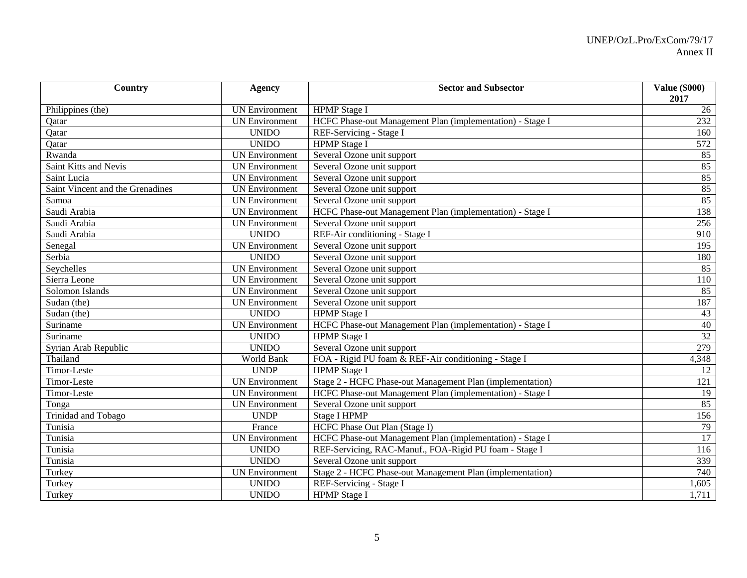| Country | Agency | Sector and Subsector | Value ($000) 2017 |
|---|---|---|---|
| Philippines (the) | UN Environment | HPMP Stage I | 26 |
| Qatar | UN Environment | HCFC Phase-out Management Plan (implementation) - Stage I | 232 |
| Qatar | UNIDO | REF-Servicing - Stage I | 160 |
| Qatar | UNIDO | HPMP Stage I | 572 |
| Rwanda | UN Environment | Several Ozone unit support | 85 |
| Saint Kitts and Nevis | UN Environment | Several Ozone unit support | 85 |
| Saint Lucia | UN Environment | Several Ozone unit support | 85 |
| Saint Vincent and the Grenadines | UN Environment | Several Ozone unit support | 85 |
| Samoa | UN Environment | Several Ozone unit support | 85 |
| Saudi Arabia | UN Environment | HCFC Phase-out Management Plan (implementation) - Stage I | 138 |
| Saudi Arabia | UN Environment | Several Ozone unit support | 256 |
| Saudi Arabia | UNIDO | REF-Air conditioning - Stage I | 910 |
| Senegal | UN Environment | Several Ozone unit support | 195 |
| Serbia | UNIDO | Several Ozone unit support | 180 |
| Seychelles | UN Environment | Several Ozone unit support | 85 |
| Sierra Leone | UN Environment | Several Ozone unit support | 110 |
| Solomon Islands | UN Environment | Several Ozone unit support | 85 |
| Sudan (the) | UN Environment | Several Ozone unit support | 187 |
| Sudan (the) | UNIDO | HPMP Stage I | 43 |
| Suriname | UN Environment | HCFC Phase-out Management Plan (implementation) - Stage I | 40 |
| Suriname | UNIDO | HPMP Stage I | 32 |
| Syrian Arab Republic | UNIDO | Several Ozone unit support | 279 |
| Thailand | World Bank | FOA - Rigid PU foam & REF-Air conditioning - Stage I | 4,348 |
| Timor-Leste | UNDP | HPMP Stage I | 12 |
| Timor-Leste | UN Environment | Stage 2 - HCFC Phase-out Management Plan (implementation) | 121 |
| Timor-Leste | UN Environment | HCFC Phase-out Management Plan (implementation) - Stage I | 19 |
| Tonga | UN Environment | Several Ozone unit support | 85 |
| Trinidad and Tobago | UNDP | Stage I HPMP | 156 |
| Tunisia | France | HCFC Phase Out Plan (Stage I) | 79 |
| Tunisia | UN Environment | HCFC Phase-out Management Plan (implementation) - Stage I | 17 |
| Tunisia | UNIDO | REF-Servicing, RAC-Manuf., FOA-Rigid PU foam - Stage I | 116 |
| Tunisia | UNIDO | Several Ozone unit support | 339 |
| Turkey | UN Environment | Stage 2 - HCFC Phase-out Management Plan (implementation) | 740 |
| Turkey | UNIDO | REF-Servicing - Stage I | 1,605 |
| Turkey | UNIDO | HPMP Stage I | 1,711 |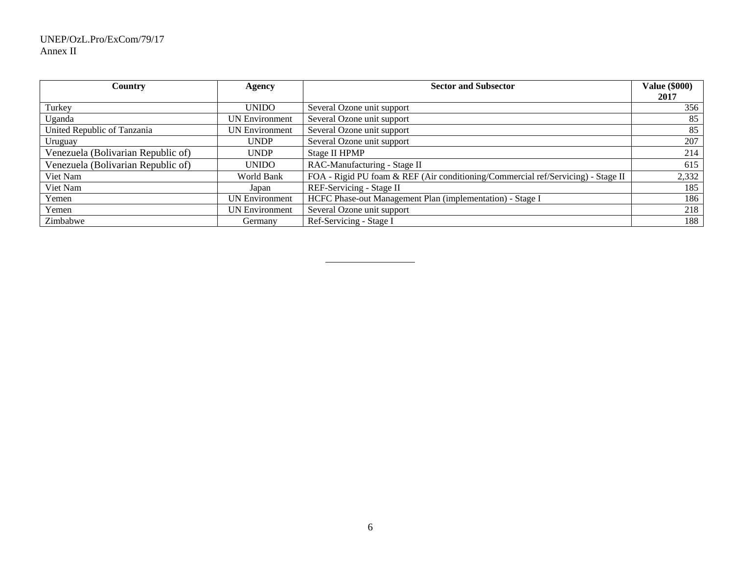| Country | Agency | Sector and Subsector | Value ($000) 2017 |
|---|---|---|---|
| Turkey | UNIDO | Several Ozone unit support | 356 |
| Uganda | UN Environment | Several Ozone unit support | 85 |
| United Republic of Tanzania | UN Environment | Several Ozone unit support | 85 |
| Uruguay | UNDP | Several Ozone unit support | 207 |
| Venezuela (Bolivarian Republic of) | UNDP | Stage II HPMP | 214 |
| Venezuela (Bolivarian Republic of) | UNIDO | RAC-Manufacturing - Stage II | 615 |
| Viet Nam | World Bank | FOA - Rigid PU foam & REF (Air conditioning/Commercial ref/Servicing) - Stage II | 2,332 |
| Viet Nam | Japan | REF-Servicing - Stage II | 185 |
| Yemen | UN Environment | HCFC Phase-out Management Plan (implementation) - Stage I | 186 |
| Yemen | UN Environment | Several Ozone unit support | 218 |
| Zimbabwe | Germany | Ref-Servicing - Stage I | 188 |